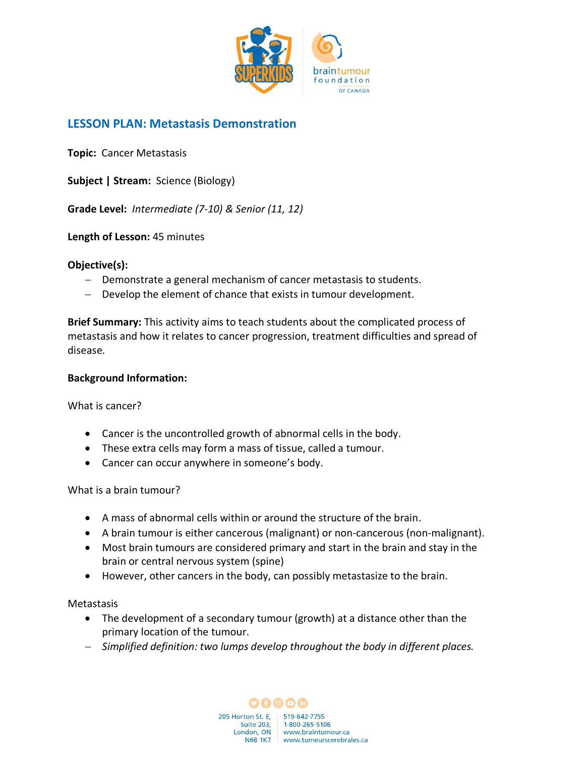# LESSON PLAN: Metastasis Demonstration

**Topic:** Cancer Metastasis

**Subject | Stream:** Science (Biology)

**Grade Level:** *Intermediate (7-10) & Senior (11, 12)*

**Length of Lesson:** 45 minutes

**Objective(s):**

- Demonstrate a general mechanism of cancer metastasis to students.
- Develop the element of chance that exists in tumour development.

**Brief Summary:** This activity aims to teach students about the complicated process of metastasis and how it relates to cancer progression, treatment difficulties and spread of disease.

**Background Information:**

What is cancer?

- Cancer is the uncontrolled growth of abnormal cells in the body.
- These extra cells may form a mass of tissue, called a tumour.
- Cancer can occur anywhere in someone's body.

What is a brain tumour?

- A mass of abnormal cells within or around the structure of the brain.
- A brain tumour is either cancerous (malignant) or non-cancerous (non-malignant).
- Most brain tumours are considered primary and start in the brain and stay in the brain or central nervous system (spine)
- However, other cancers in the body, can possibly metastasize to the brain.

Metastasis

- The development of a secondary tumour (growth) at a distance other than the primary location of the tumour.
  - *Simplified definition: two lumps develop throughout the body in different places.*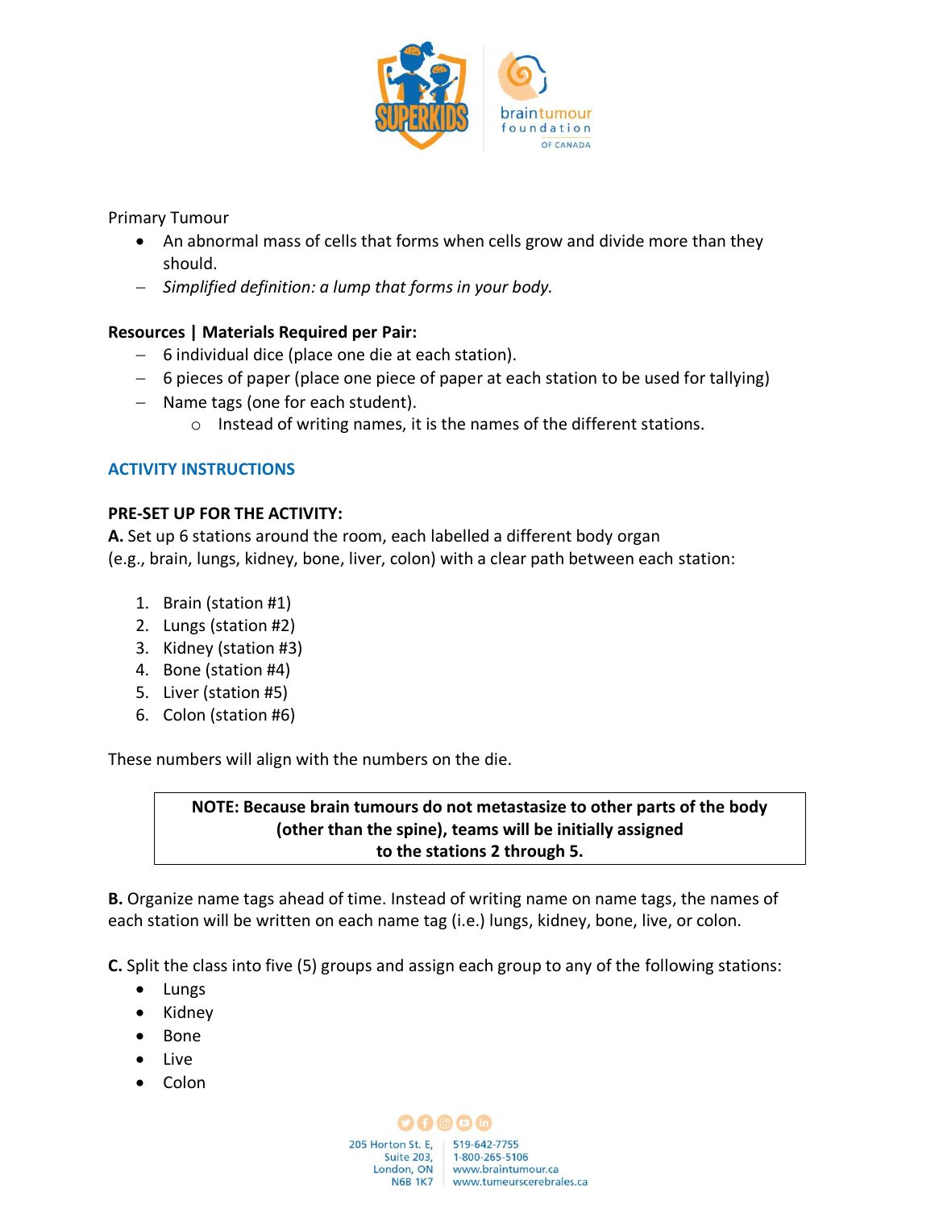Primary Tumour

- An abnormal mass of cells that forms when cells grow and divide more than they should.
- *Simplified definition: a lump that forms in your body.*

**Resources | Materials Required per Pair:**

- 6 individual dice (place one die at each station).
- 6 pieces of paper (place one piece of paper at each station to be used for tallying)
- Name tags (one for each student).
  - Instead of writing names, it is the names of the different stations.

## ACTIVITY INSTRUCTIONS

**PRE-SET UP FOR THE ACTIVITY:**

**A.** Set up 6 stations around the room, each labelled a different body organ (e.g., brain, lungs, kidney, bone, liver, colon) with a clear path between each station:

1. Brain (station #1)
2. Lungs (station #2)
3. Kidney (station #3)
4. Bone (station #4)
5. Liver (station #5)
6. Colon (station #6)

These numbers will align with the numbers on the die.

> **NOTE: Because brain tumours do not metastasize to other parts of the body (other than the spine), teams will be initially assigned to the stations 2 through 5.**

**B.** Organize name tags ahead of time. Instead of writing name on name tags, the names of each station will be written on each name tag (i.e.) lungs, kidney, bone, live, or colon.

**C.** Split the class into five (5) groups and assign each group to any of the following stations:

- Lungs
- Kidney
- Bone
- Live
- Colon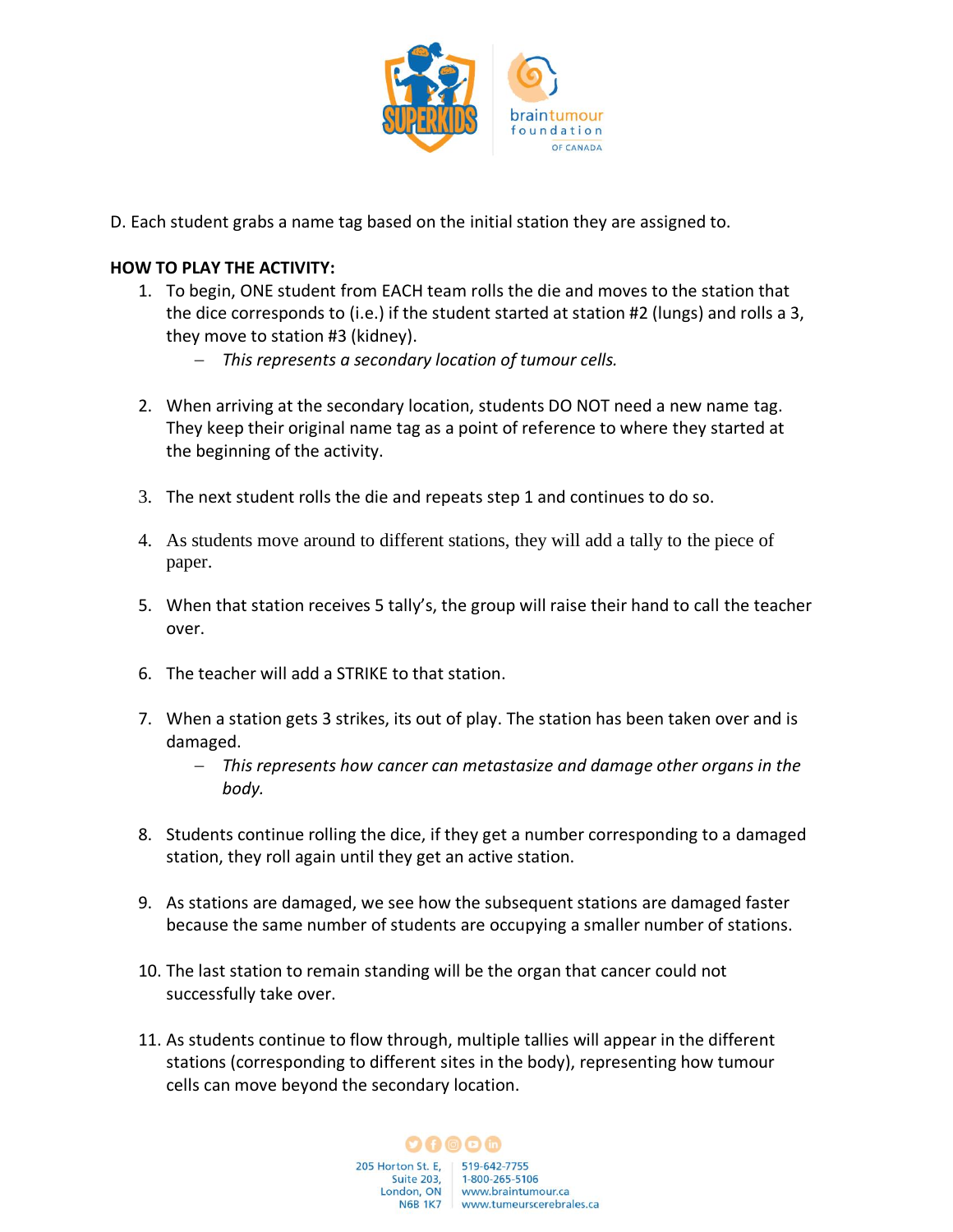D. Each student grabs a name tag based on the initial station they are assigned to.

**HOW TO PLAY THE ACTIVITY:**

1. To begin, ONE student from EACH team rolls the die and moves to the station that the dice corresponds to (i.e.) if the student started at station #2 (lungs) and rolls a 3, they move to station #3 (kidney).
   - *This represents a secondary location of tumour cells.*

2. When arriving at the secondary location, students DO NOT need a new name tag. They keep their original name tag as a point of reference to where they started at the beginning of the activity.

3. The next student rolls the die and repeats step 1 and continues to do so.

4. As students move around to different stations, they will add a tally to the piece of paper.

5. When that station receives 5 tally's, the group will raise their hand to call the teacher over.

6. The teacher will add a STRIKE to that station.

7. When a station gets 3 strikes, its out of play. The station has been taken over and is damaged.
   - *This represents how cancer can metastasize and damage other organs in the body.*

8. Students continue rolling the dice, if they get a number corresponding to a damaged station, they roll again until they get an active station.

9. As stations are damaged, we see how the subsequent stations are damaged faster because the same number of students are occupying a smaller number of stations.

10. The last station to remain standing will be the organ that cancer could not successfully take over.

11. As students continue to flow through, multiple tallies will appear in the different stations (corresponding to different sites in the body), representing how tumour cells can move beyond the secondary location.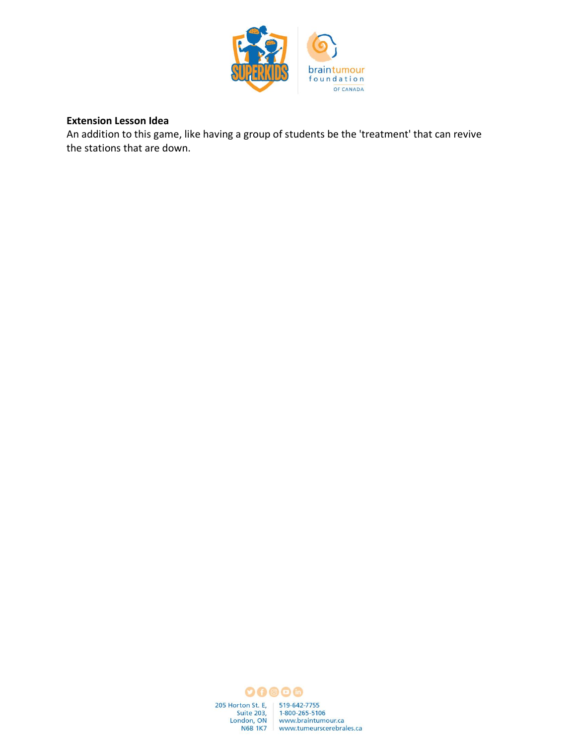**Extension Lesson Idea**

An addition to this game, like having a group of students be the 'treatment' that can revive the stations that are down.